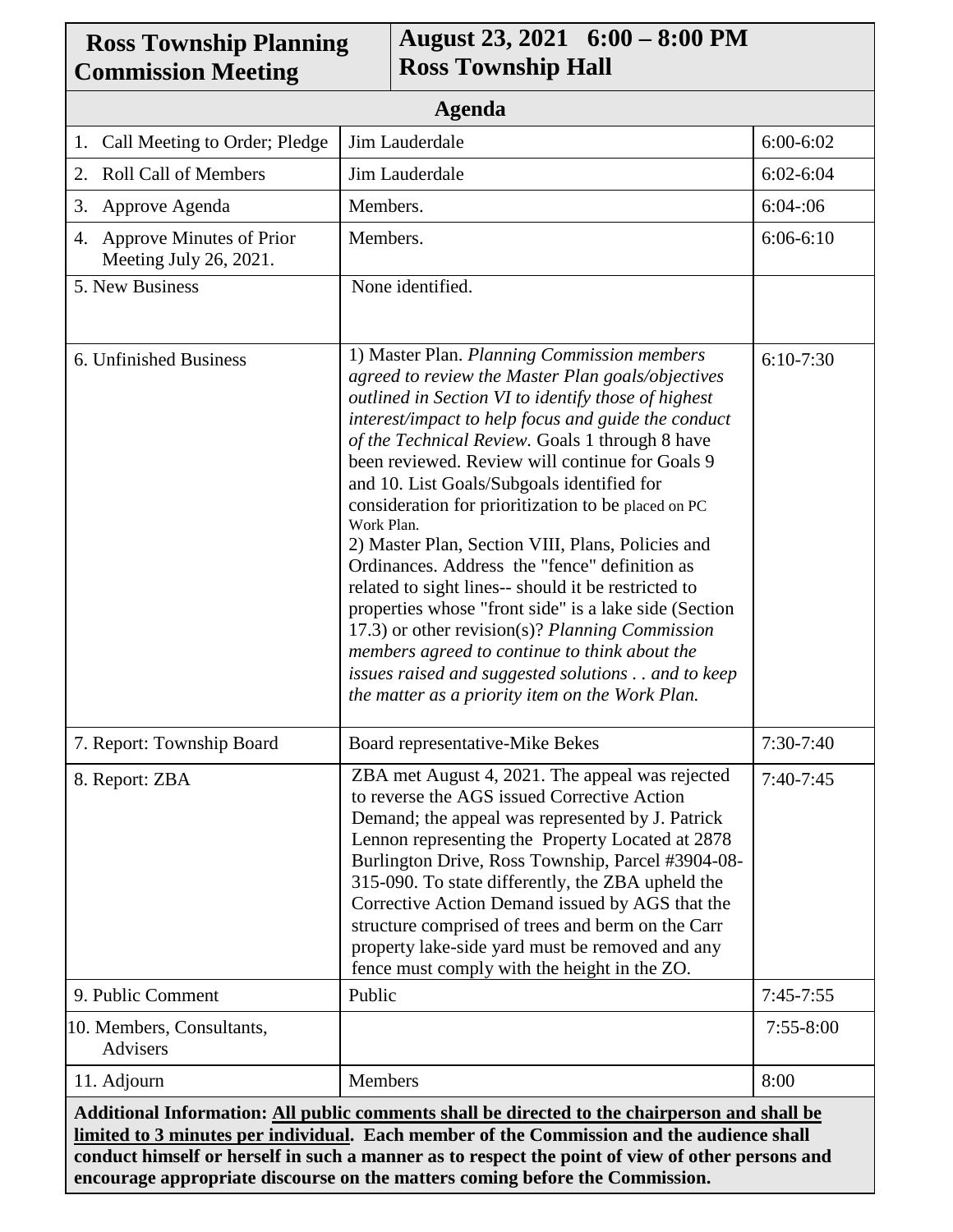| **Ross Township Planning Commission Meeting** | **August 23, 2021 6:00 – 8:00 PM Ross Township Hall** | |
|---|---|---|
| **Agenda** | | |
| 1. Call Meeting to Order; Pledge | Jim Lauderdale | 6:00-6:02 |
| 2. Roll Call of Members | Jim Lauderdale | 6:02-6:04 |
| 3. Approve Agenda | Members. | 6:04-:06 |
| 4. Approve Minutes of Prior Meeting July 26, 2021. | Members. | 6:06-6:10 |
| 5. New Business | None identified. | |
| 6. Unfinished Business | 1) Master Plan. *Planning Commission members agreed to review the Master Plan goals/objectives outlined in Section VI to identify those of highest interest/impact to help focus and guide the conduct of the Technical Review.* Goals 1 through 8 have been reviewed. Review will continue for Goals 9 and 10. List Goals/Subgoals identified for consideration for prioritization to be placed on PC Work Plan.<br>2) Master Plan, Section VIII, Plans, Policies and Ordinances. Address the "fence" definition as related to sight lines-- should it be restricted to properties whose "front side" is a lake side (Section 17.3) or other revision(s)? *Planning Commission members agreed to continue to think about the issues raised and suggested solutions . . and to keep the matter as a priority item on the Work Plan.* | 6:10-7:30 |
| 7. Report: Township Board | Board representative-Mike Bekes | 7:30-7:40 |
| 8. Report: ZBA | ZBA met August 4, 2021. The appeal was rejected to reverse the AGS issued Corrective Action Demand; the appeal was represented by J. Patrick Lennon representing the Property Located at 2878 Burlington Drive, Ross Township, Parcel #3904-08-315-090. To state differently, the ZBA upheld the Corrective Action Demand issued by AGS that the structure comprised of trees and berm on the Carr property lake-side yard must be removed and any fence must comply with the height in the ZO. | 7:40-7:45 |
| 9. Public Comment | Public | 7:45-7:55 |
| 10. Members, Consultants, Advisers | | 7:55-8:00 |
| 11. Adjourn | Members | 8:00 |

**Additional Information: <u>All public comments shall be directed to the chairperson and shall be limited to 3 minutes per individual</u>. Each member of the Commission and the audience shall conduct himself or herself in such a manner as to respect the point of view of other persons and encourage appropriate discourse on the matters coming before the Commission.**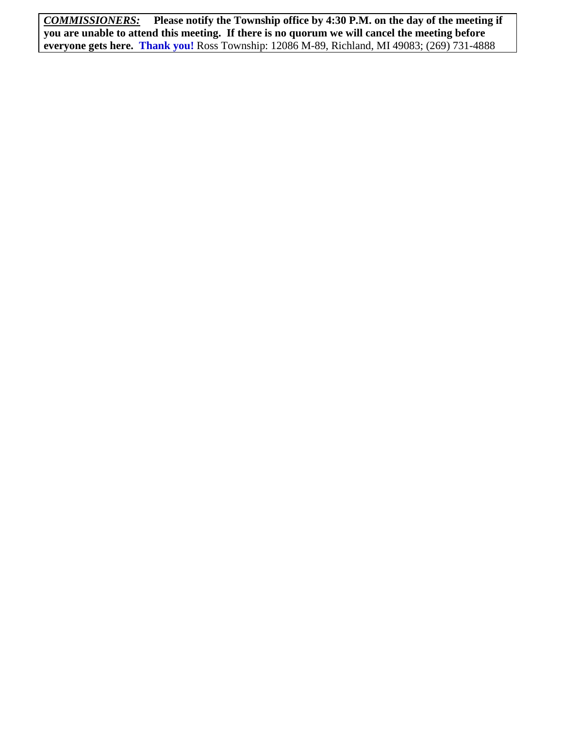***COMMISSIONERS:*** **Please notify the Township office by 4:30 P.M. on the day of the meeting if you are unable to attend this meeting. If there is no quorum we will cancel the meeting before everyone gets here. Thank you!** Ross Township: 12086 M-89, Richland, MI 49083; (269) 731-4888